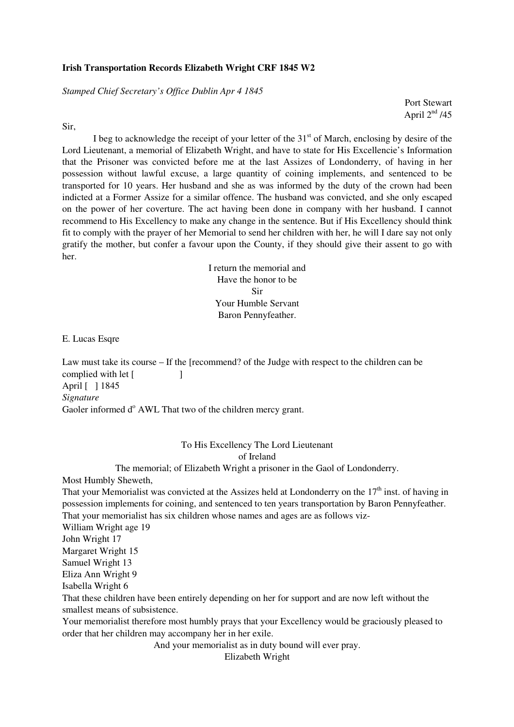**Irish Transportation Records Elizabeth Wright CRF 1845 W2**

*Stamped Chief Secretary's Office Dublin Apr 4 1845*

Port Stewart
April 2nd /45

Sir,

I beg to acknowledge the receipt of your letter of the 31st of March, enclosing by desire of the Lord Lieutenant, a memorial of Elizabeth Wright, and have to state for His Excellencie's Information that the Prisoner was convicted before me at the last Assizes of Londonderry, of having in her possession without lawful excuse, a large quantity of coining implements, and sentenced to be transported for 10 years. Her husband and she as was informed by the duty of the crown had been indicted at a Former Assize for a similar offence. The husband was convicted, and she only escaped on the power of her coverture. The act having been done in company with her husband. I cannot recommend to His Excellency to make any change in the sentence. But if His Excellency should think fit to comply with the prayer of her Memorial to send her children with her, he will I dare say not only gratify the mother, but confer a favour upon the County, if they should give their assent to go with her.

I return the memorial and
Have the honor to be
Sir
Your Humble Servant
Baron Pennyfeather.

E. Lucas Esqre

Law must take its course – If the [recommend? of the Judge with respect to the children can be complied with let [ ]
April [ ] 1845
*Signature*
Gaoler informed do AWL That two of the children mercy grant.

To His Excellency The Lord Lieutenant
of Ireland
The memorial; of Elizabeth Wright a prisoner in the Gaol of Londonderry.

Most Humbly Sheweth,

That your Memorialist was convicted at the Assizes held at Londonderry on the 17th inst. of having in possession implements for coining, and sentenced to ten years transportation by Baron Pennyfeather.
That your memorialist has six children whose names and ages are as follows viz-
William Wright age 19
John Wright 17
Margaret Wright 15
Samuel Wright 13
Eliza Ann Wright 9
Isabella Wright 6
That these children have been entirely depending on her for support and are now left without the smallest means of subsistence.
Your memorialist therefore most humbly prays that your Excellency would be graciously pleased to order that her children may accompany her in her exile.

And your memorialist as in duty bound will ever pray.
Elizabeth Wright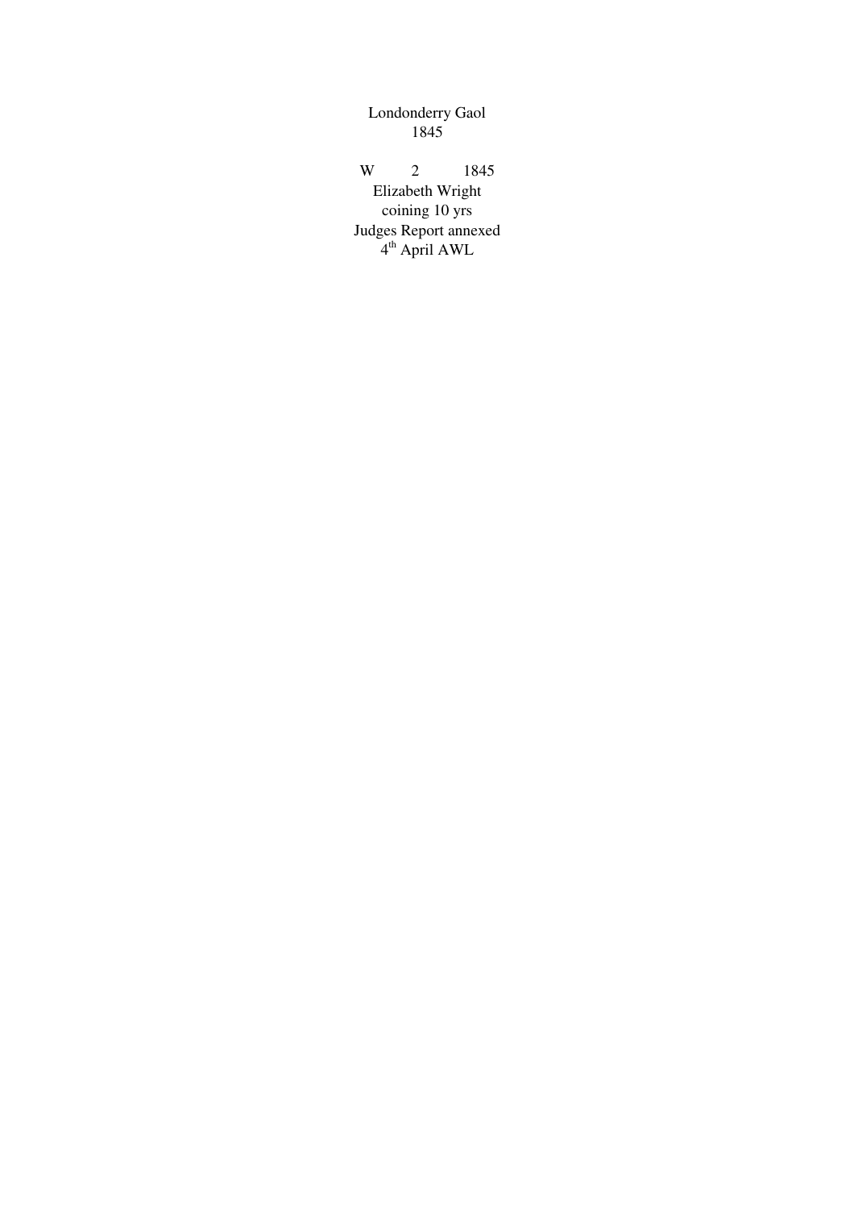Londonderry Gaol
1845

W 2 1845
Elizabeth Wright
coining 10 yrs
Judges Report annexed
4th April AWL